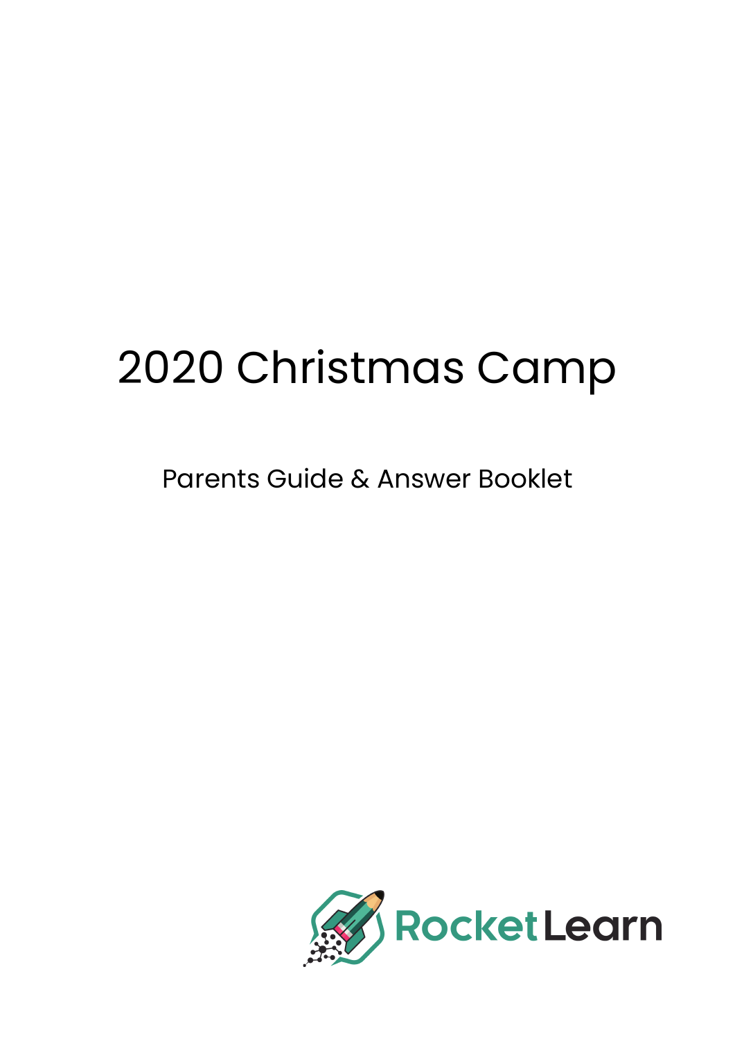# 2020 Christmas Camp

Parents Guide & Answer Booklet

RocketLearn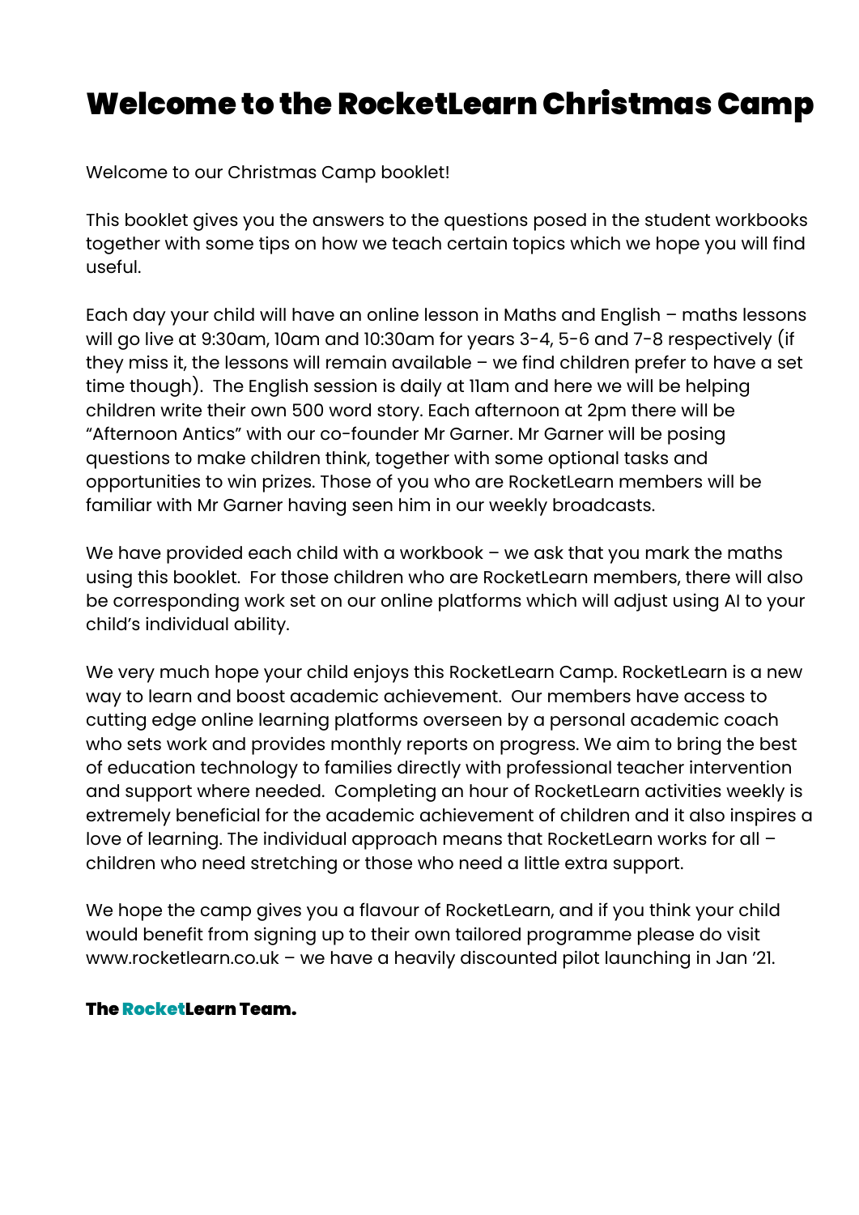# Welcome to the RocketLearn Christmas Camp

Welcome to our Christmas Camp booklet!

This booklet gives you the answers to the questions posed in the student workbooks together with some tips on how we teach certain topics which we hope you will find useful.

Each day your child will have an online lesson in Maths and English – maths lessons will go live at 9:30am, 10am and 10:30am for years 3-4, 5-6 and 7-8 respectively (if they miss it, the lessons will remain available – we find children prefer to have a set time though). The English session is daily at 11am and here we will be helping children write their own 500 word story. Each afternoon at 2pm there will be "Afternoon Antics" with our co-founder Mr Garner. Mr Garner will be posing questions to make children think, together with some optional tasks and opportunities to win prizes. Those of you who are RocketLearn members will be familiar with Mr Garner having seen him in our weekly broadcasts.

We have provided each child with a workbook – we ask that you mark the maths using this booklet. For those children who are RocketLearn members, there will also be corresponding work set on our online platforms which will adjust using AI to your child's individual ability.

We very much hope your child enjoys this RocketLearn Camp. RocketLearn is a new way to learn and boost academic achievement. Our members have access to cutting edge online learning platforms overseen by a personal academic coach who sets work and provides monthly reports on progress. We aim to bring the best of education technology to families directly with professional teacher intervention and support where needed. Completing an hour of RocketLearn activities weekly is extremely beneficial for the academic achievement of children and it also inspires a love of learning. The individual approach means that RocketLearn works for all – children who need stretching or those who need a little extra support.

We hope the camp gives you a flavour of RocketLearn, and if you think your child would benefit from signing up to their own tailored programme please do visit www.rocketlearn.co.uk – we have a heavily discounted pilot launching in Jan '21.

**The RocketLearn Team.**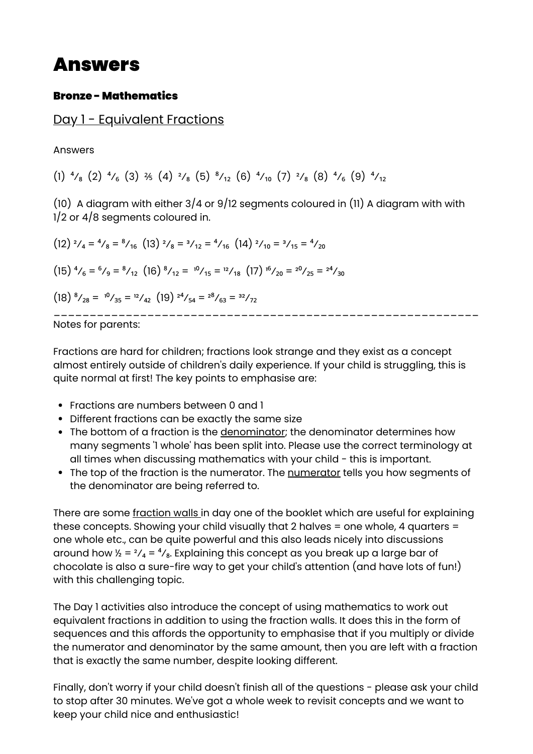# Answers

### Bronze - Mathematics

## Day 1 - Equivalent Fractions

Answers

(1) $\frac{4}{8}$ (2) $\frac{4}{6}$ (3) $\frac{2}{5}$ (4) $\frac{2}{8}$ (5) $\frac{8}{12}$ (6) $\frac{4}{10}$ (7) $\frac{2}{8}$ (8) $\frac{4}{6}$ (9) $\frac{4}{12}$

(10) A diagram with either 3/4 or 9/12 segments coloured in (11) A diagram with with 1/2 or 4/8 segments coloured in.

(12) $\frac{2}{4} = \frac{4}{8} = \frac{8}{16}$ (13) $\frac{2}{8} = \frac{3}{12} = \frac{4}{16}$ (14) $\frac{2}{10} = \frac{3}{15} = \frac{4}{20}$

(15) $\frac{4}{6} = \frac{6}{9} = \frac{8}{12}$ (16) $\frac{8}{12} = \frac{10}{15} = \frac{12}{18}$ (17) $\frac{16}{20} = \frac{20}{25} = \frac{24}{30}$

(18) $\frac{8}{28} = \frac{10}{35} = \frac{12}{42}$ (19) $\frac{24}{54} = \frac{28}{63} = \frac{32}{72}$

---

Notes for parents:

Fractions are hard for children; fractions look strange and they exist as a concept almost entirely outside of children's daily experience. If your child is struggling, this is quite normal at first! The key points to emphasise are:

- Fractions are numbers between 0 and 1
- Different fractions can be exactly the same size
- The bottom of a fraction is the denominator; the denominator determines how many segments '1 whole' has been split into. Please use the correct terminology at all times when discussing mathematics with your child - this is important.
- The top of the fraction is the numerator. The numerator tells you how segments of the denominator are being referred to.

There are some fraction walls in day one of the booklet which are useful for explaining these concepts. Showing your child visually that 2 halves = one whole, 4 quarters = one whole etc., can be quite powerful and this also leads nicely into discussions around how $\frac{1}{2} = \frac{2}{4} = \frac{4}{8}$. Explaining this concept as you break up a large bar of chocolate is also a sure-fire way to get your child's attention (and have lots of fun!) with this challenging topic.

The Day 1 activities also introduce the concept of using mathematics to work out equivalent fractions in addition to using the fraction walls. It does this in the form of sequences and this affords the opportunity to emphasise that if you multiply or divide the numerator and denominator by the same amount, then you are left with a fraction that is exactly the same number, despite looking different.

Finally, don't worry if your child doesn't finish all of the questions - please ask your child to stop after 30 minutes. We've got a whole week to revisit concepts and we want to keep your child nice and enthusiastic!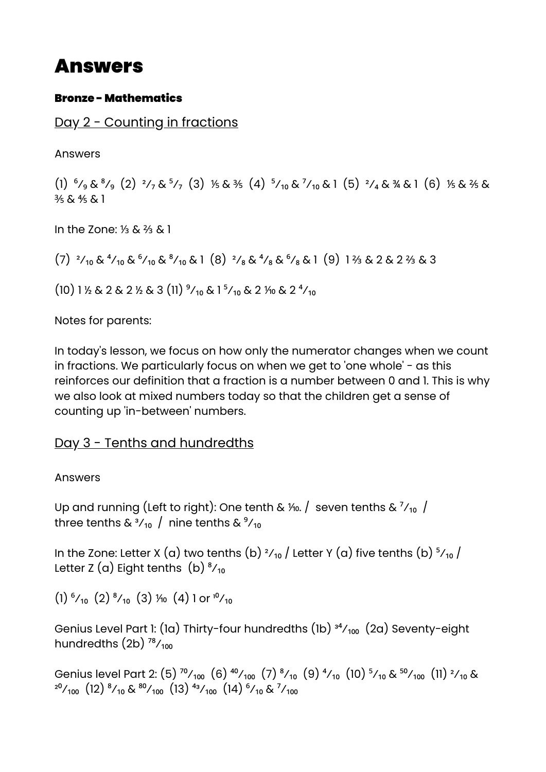# Answers

### Bronze - Mathematics

## Day 2 - Counting in fractions

Answers

(1) $\frac{6}{9}$ & $\frac{8}{9}$ (2) $\frac{2}{7}$ & $\frac{5}{7}$ (3) $\frac{1}{5}$ & $\frac{3}{5}$ (4) $\frac{5}{10}$ & $\frac{7}{10}$ & 1 (5) $\frac{2}{4}$ & $\frac{3}{4}$ & 1 (6) $\frac{1}{5}$ & $\frac{2}{5}$ & $\frac{3}{5}$ & $\frac{4}{5}$ & 1

In the Zone: $\frac{1}{3}$ & $\frac{2}{3}$ & 1

(7) $\frac{2}{10}$ & $\frac{4}{10}$ & $\frac{6}{10}$ & $\frac{8}{10}$ & 1 (8) $\frac{2}{8}$ & $\frac{4}{8}$ & $\frac{6}{8}$ & 1 (9) $1\frac{2}{3}$ & 2 & $2\frac{2}{3}$ & 3

(10) $1\frac{1}{2}$ & 2 & $2\frac{1}{2}$ & 3 (11) $\frac{9}{10}$ & $1\frac{5}{10}$ & $2\frac{1}{10}$ & $2\frac{4}{10}$

Notes for parents:

In today's lesson, we focus on how only the numerator changes when we count in fractions. We particularly focus on when we get to 'one whole' - as this reinforces our definition that a fraction is a number between 0 and 1. This is why we also look at mixed numbers today so that the children get a sense of counting up 'in-between' numbers.

## Day 3 - Tenths and hundredths

Answers

Up and running (Left to right): One tenth & $\frac{1}{10}$. / seven tenths & $\frac{7}{10}$ / three tenths & $\frac{3}{10}$ / nine tenths & $\frac{9}{10}$

In the Zone: Letter X (a) two tenths (b) $\frac{2}{10}$ / Letter Y (a) five tenths (b) $\frac{5}{10}$ / Letter Z (a) Eight tenths (b) $\frac{8}{10}$

(1) $\frac{6}{10}$ (2) $\frac{8}{10}$ (3) $\frac{1}{10}$ (4) 1 or $\frac{10}{10}$

Genius Level Part 1: (1a) Thirty-four hundredths (1b) $\frac{34}{100}$ (2a) Seventy-eight hundredths (2b) $\frac{78}{100}$

Genius level Part 2: (5) $\frac{70}{100}$ (6) $\frac{40}{100}$ (7) $\frac{8}{10}$ (9) $\frac{4}{10}$ (10) $\frac{5}{10}$ & $\frac{50}{100}$ (11) $\frac{2}{10}$ & $\frac{20}{100}$ (12) $\frac{8}{10}$ & $\frac{80}{100}$ (13) $\frac{43}{100}$ (14) $\frac{6}{10}$ & $\frac{7}{100}$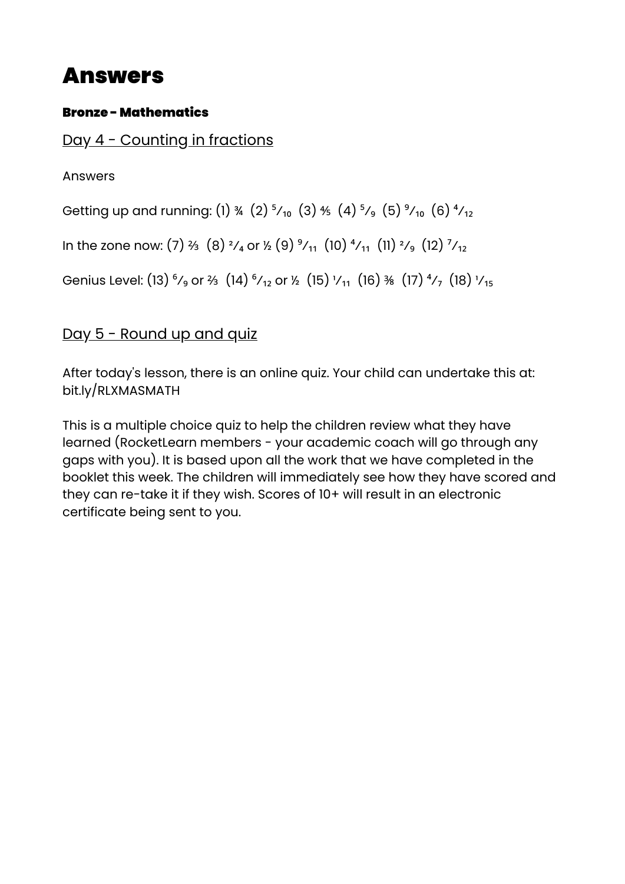# Answers

### Bronze - Mathematics

## Day 4 - Counting in fractions

Answers

Getting up and running: (1) $\frac{3}{4}$ (2) $\frac{5}{10}$ (3) $\frac{4}{5}$ (4) $\frac{5}{9}$ (5) $\frac{9}{10}$ (6) $\frac{4}{12}$

In the zone now: (7) $\frac{2}{3}$ (8) $\frac{2}{4}$ or $\frac{1}{2}$ (9) $\frac{9}{11}$ (10) $\frac{4}{11}$ (11) $\frac{2}{9}$ (12) $\frac{7}{12}$

Genius Level: (13) $\frac{6}{9}$ or $\frac{2}{3}$ (14) $\frac{6}{12}$ or $\frac{1}{2}$ (15) $\frac{1}{11}$ (16) $\frac{3}{8}$ (17) $\frac{4}{7}$ (18) $\frac{1}{15}$

## Day 5 - Round up and quiz

After today's lesson, there is an online quiz. Your child can undertake this at: bit.ly/RLXMASMATH

This is a multiple choice quiz to help the children review what they have learned (RocketLearn members - your academic coach will go through any gaps with you). It is based upon all the work that we have completed in the booklet this week. The children will immediately see how they have scored and they can re-take it if they wish. Scores of 10+ will result in an electronic certificate being sent to you.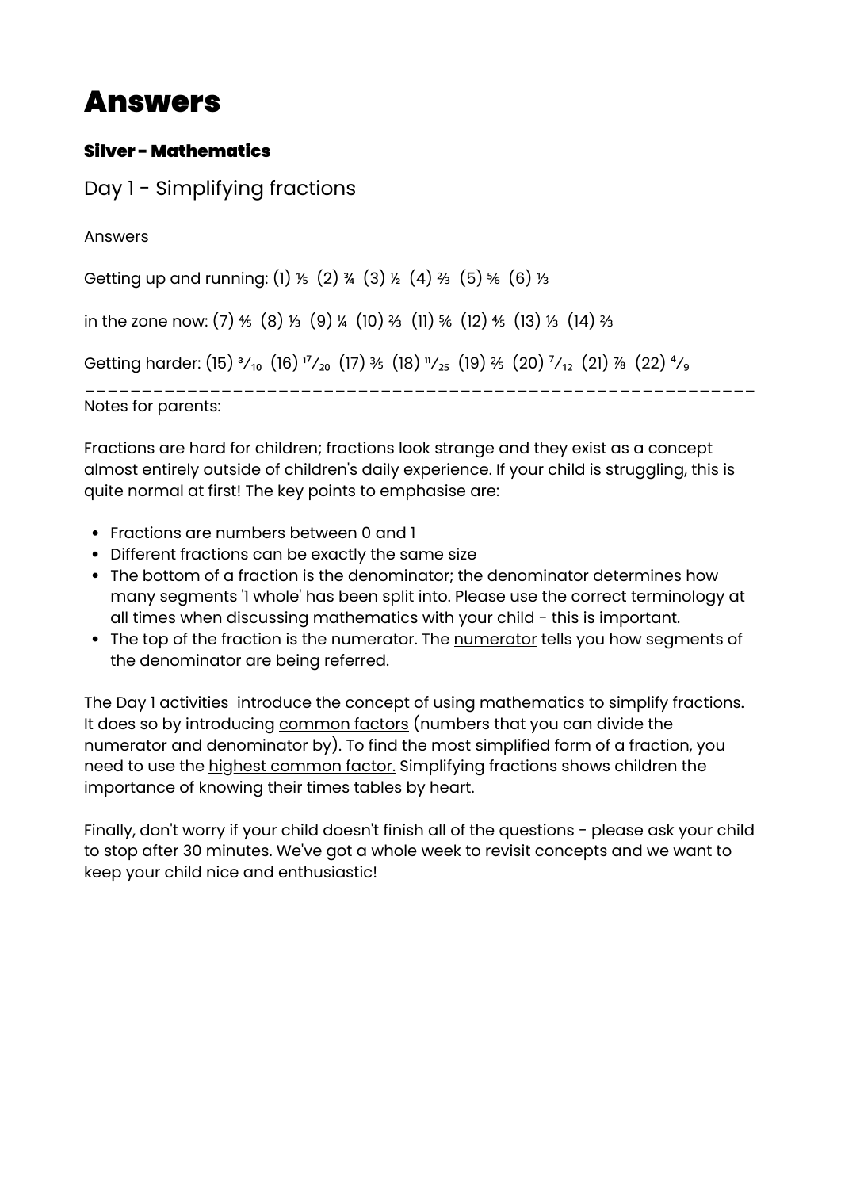# Answers

### Silver - Mathematics

## Day 1 - Simplifying fractions

Answers

Getting up and running: (1) $\frac{1}{5}$ (2) $\frac{3}{4}$ (3) $\frac{1}{2}$ (4) $\frac{2}{3}$ (5) $\frac{5}{6}$ (6) $\frac{1}{3}$

in the zone now: (7) $\frac{4}{5}$ (8) $\frac{1}{3}$ (9) $\frac{1}{4}$ (10) $\frac{2}{3}$ (11) $\frac{5}{6}$ (12) $\frac{4}{5}$ (13) $\frac{1}{3}$ (14) $\frac{2}{3}$

Getting harder: (15) $\frac{3}{10}$ (16) $\frac{17}{20}$ (17) $\frac{3}{5}$ (18) $\frac{11}{25}$ (19) $\frac{2}{5}$ (20) $\frac{7}{12}$ (21) $\frac{7}{8}$ (22) $\frac{4}{9}$

---

Notes for parents:

Fractions are hard for children; fractions look strange and they exist as a concept almost entirely outside of children's daily experience. If your child is struggling, this is quite normal at first! The key points to emphasise are:

- Fractions are numbers between 0 and 1
- Different fractions can be exactly the same size
- The bottom of a fraction is the denominator; the denominator determines how many segments '1 whole' has been split into. Please use the correct terminology at all times when discussing mathematics with your child - this is important.
- The top of the fraction is the numerator. The numerator tells you how segments of the denominator are being referred.

The Day 1 activities introduce the concept of using mathematics to simplify fractions. It does so by introducing common factors (numbers that you can divide the numerator and denominator by). To find the most simplified form of a fraction, you need to use the highest common factor. Simplifying fractions shows children the importance of knowing their times tables by heart.

Finally, don't worry if your child doesn't finish all of the questions - please ask your child to stop after 30 minutes. We've got a whole week to revisit concepts and we want to keep your child nice and enthusiastic!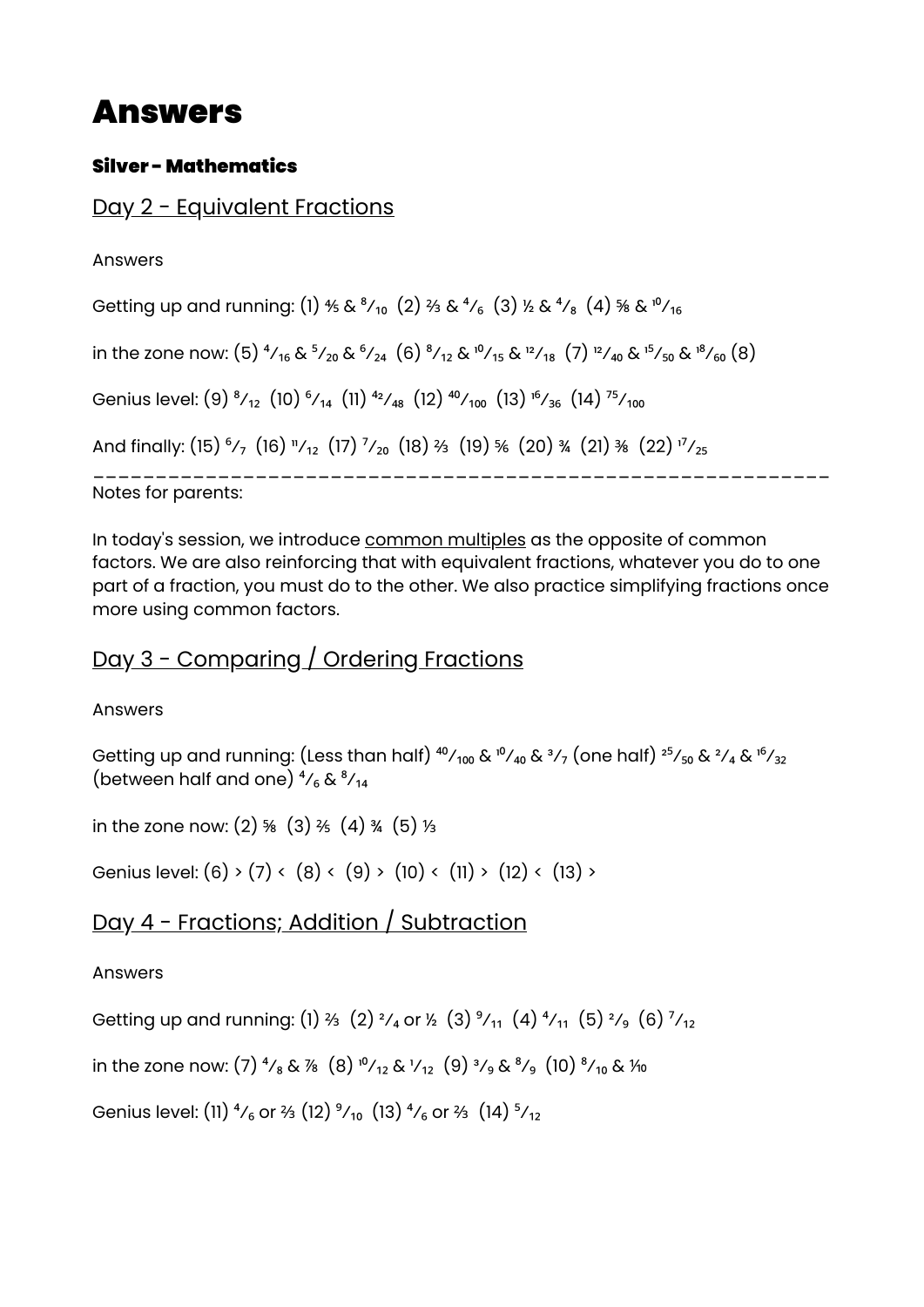# Answers

#### **Silver - Mathematics**

## Day 2 - Equivalent Fractions

Answers

Getting up and running: (1) $\frac{4}{5}$ & $\frac{8}{10}$ (2) $\frac{2}{3}$ & $\frac{4}{6}$ (3) $\frac{1}{2}$ & $\frac{4}{8}$ (4) $\frac{5}{8}$ & $\frac{10}{16}$

in the zone now: (5) $\frac{4}{16}$ & $\frac{5}{20}$ & $\frac{6}{24}$ (6) $\frac{8}{12}$ & $\frac{10}{15}$ & $\frac{12}{18}$ (7) $\frac{12}{40}$ & $\frac{15}{50}$ & $\frac{18}{60}$ (8)

Genius level: (9) $\frac{8}{12}$ (10) $\frac{6}{14}$ (11) $\frac{42}{48}$ (12) $\frac{40}{100}$ (13) $\frac{16}{36}$ (14) $\frac{75}{100}$

And finally: (15) $\frac{6}{7}$ (16) $\frac{11}{12}$ (17) $\frac{7}{20}$ (18) $\frac{2}{3}$ (19) $\frac{5}{6}$ (20) $\frac{3}{4}$ (21) $\frac{3}{8}$ (22) $\frac{17}{25}$

---

Notes for parents:

In today's session, we introduce common multiples as the opposite of common factors. We are also reinforcing that with equivalent fractions, whatever you do to one part of a fraction, you must do to the other. We also practice simplifying fractions once more using common factors.

## Day 3 - Comparing / Ordering Fractions

Answers

Getting up and running: (Less than half) $\frac{40}{100}$ & $\frac{10}{40}$ & $\frac{3}{7}$ (one half) $\frac{25}{50}$ & $\frac{2}{4}$ & $\frac{16}{32}$ (between half and one) $\frac{4}{6}$ & $\frac{8}{14}$

in the zone now: (2) $\frac{5}{8}$ (3) $\frac{2}{5}$ (4) $\frac{3}{4}$ (5) $\frac{1}{3}$

Genius level: (6) > (7) < (8) < (9) > (10) < (11) > (12) < (13) >

## Day 4 - Fractions; Addition / Subtraction

Answers

Getting up and running: (1) $\frac{2}{3}$ (2) $\frac{2}{4}$ or $\frac{1}{2}$ (3) $\frac{9}{11}$ (4) $\frac{4}{11}$ (5) $\frac{2}{9}$ (6) $\frac{7}{12}$

in the zone now: (7) $\frac{4}{8}$ & $\frac{7}{8}$ (8) $\frac{10}{12}$ & $\frac{1}{12}$ (9) $\frac{3}{9}$ & $\frac{8}{9}$ (10) $\frac{8}{10}$ & $\frac{1}{10}$

Genius level: (11) $\frac{4}{6}$ or $\frac{2}{3}$ (12) $\frac{9}{10}$ (13) $\frac{4}{6}$ or $\frac{2}{3}$ (14) $\frac{5}{12}$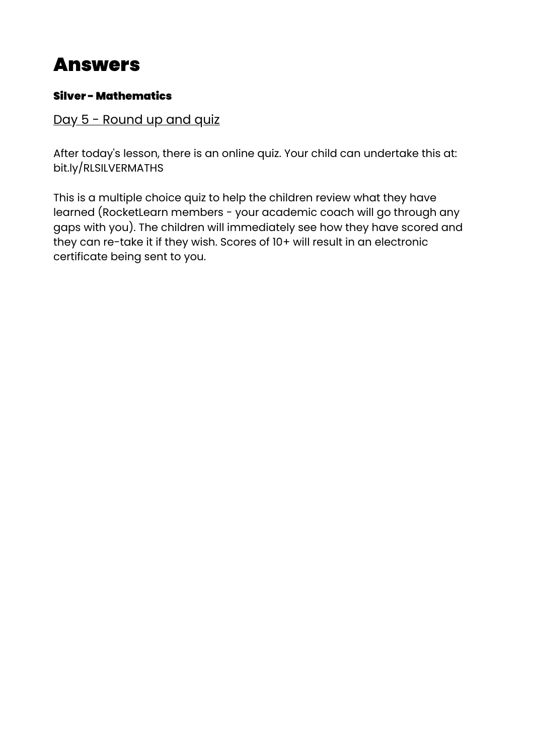# Answers

### Silver - Mathematics

<u>Day 5 - Round up and quiz</u>

After today's lesson, there is an online quiz. Your child can undertake this at: bit.ly/RLSILVERMATHS

This is a multiple choice quiz to help the children review what they have learned (RocketLearn members - your academic coach will go through any gaps with you). The children will immediately see how they have scored and they can re-take it if they wish. Scores of 10+ will result in an electronic certificate being sent to you.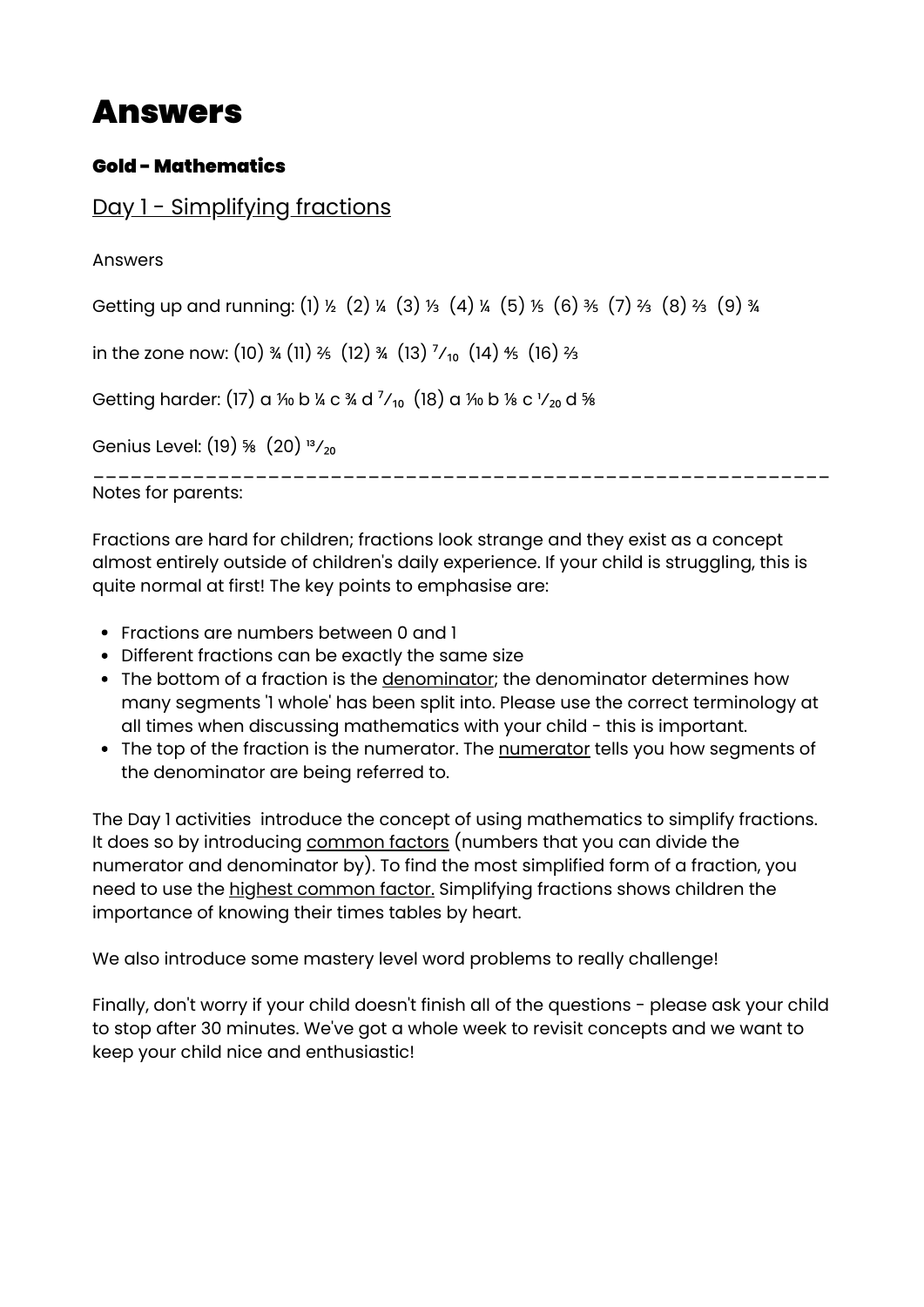# Answers

### Gold - Mathematics

## Day 1 - Simplifying fractions

Answers

Getting up and running: (1) $\frac{1}{2}$ (2) $\frac{1}{4}$ (3) $\frac{1}{3}$ (4) $\frac{1}{4}$ (5) $\frac{1}{5}$ (6) $\frac{3}{5}$ (7) $\frac{2}{3}$ (8) $\frac{2}{3}$ (9) $\frac{3}{4}$

in the zone now: (10) $\frac{3}{4}$ (11) $\frac{2}{5}$ (12) $\frac{3}{4}$ (13) $\frac{7}{10}$ (14) $\frac{4}{5}$ (16) $\frac{2}{3}$

Getting harder: (17) a $\frac{1}{10}$ b $\frac{1}{4}$ c $\frac{3}{4}$ d $\frac{7}{10}$ (18) a $\frac{1}{10}$ b $\frac{1}{8}$ c $\frac{1}{20}$ d $\frac{5}{8}$

Genius Level: (19) $\frac{5}{8}$ (20) $\frac{13}{20}$

---

Notes for parents:

Fractions are hard for children; fractions look strange and they exist as a concept almost entirely outside of children's daily experience. If your child is struggling, this is quite normal at first! The key points to emphasise are:

- Fractions are numbers between 0 and 1
- Different fractions can be exactly the same size
- The bottom of a fraction is the <u>denominator</u>; the denominator determines how many segments '1 whole' has been split into. Please use the correct terminology at all times when discussing mathematics with your child - this is important.
- The top of the fraction is the numerator. The <u>numerator</u> tells you how segments of the denominator are being referred to.

The Day 1 activities introduce the concept of using mathematics to simplify fractions. It does so by introducing <u>common factors</u> (numbers that you can divide the numerator and denominator by). To find the most simplified form of a fraction, you need to use the <u>highest common factor.</u> Simplifying fractions shows children the importance of knowing their times tables by heart.

We also introduce some mastery level word problems to really challenge!

Finally, don't worry if your child doesn't finish all of the questions - please ask your child to stop after 30 minutes. We've got a whole week to revisit concepts and we want to keep your child nice and enthusiastic!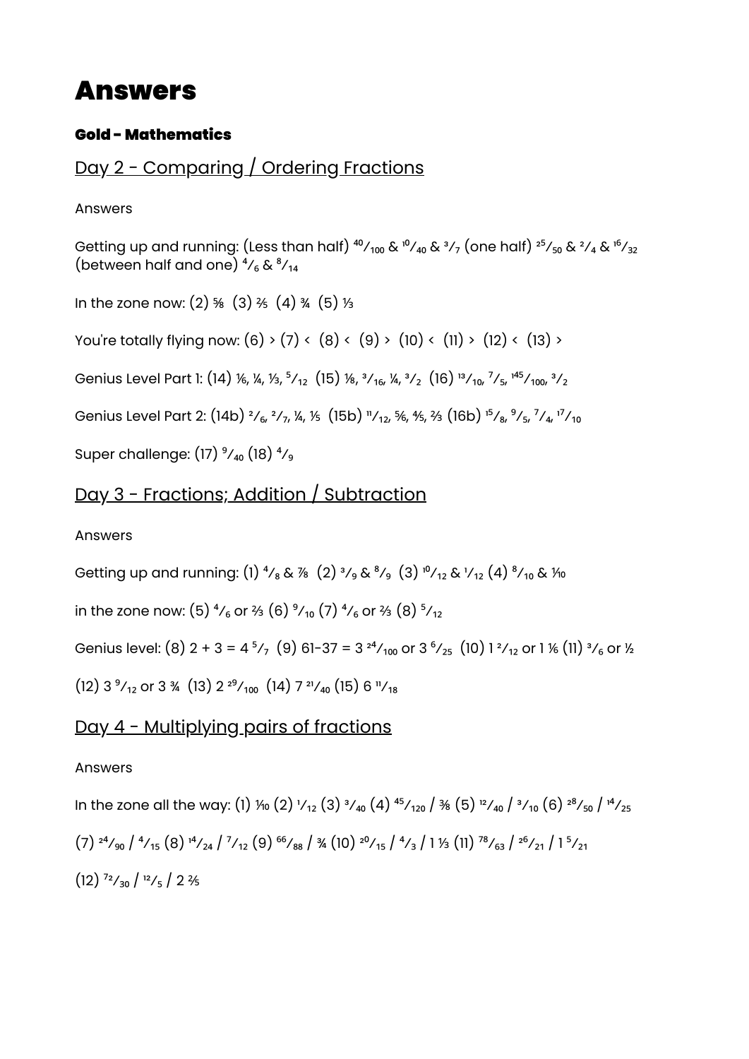# Answers

#### Gold - Mathematics

## Day 2 - Comparing / Ordering Fractions

Answers

Getting up and running: (Less than half) $\frac{40}{100}$ & $\frac{10}{40}$ & $\frac{3}{7}$ (one half) $\frac{25}{50}$ & $\frac{2}{4}$ & $\frac{16}{32}$ (between half and one) $\frac{4}{6}$ & $\frac{8}{14}$

In the zone now: (2) $\frac{5}{8}$ (3) $\frac{2}{5}$ (4) $\frac{3}{4}$ (5) $\frac{1}{3}$

You're totally flying now: (6) > (7) < (8) < (9) > (10) < (11) > (12) < (13) >

Genius Level Part 1: (14) $\frac{1}{6}$, $\frac{1}{4}$, $\frac{1}{3}$, $\frac{5}{12}$ (15) $\frac{1}{8}$, $\frac{3}{16}$, $\frac{1}{4}$, $\frac{3}{2}$ (16) $\frac{13}{10}$, $\frac{7}{5}$, $\frac{145}{100}$, $\frac{3}{2}$

Genius Level Part 2: (14b) $\frac{2}{6}$, $\frac{2}{7}$, $\frac{1}{4}$, $\frac{1}{5}$ (15b) $\frac{11}{12}$, $\frac{5}{6}$, $\frac{4}{5}$, $\frac{2}{3}$ (16b) $\frac{15}{8}$, $\frac{9}{5}$, $\frac{7}{4}$, $\frac{17}{10}$

Super challenge: (17) $\frac{9}{40}$ (18) $\frac{4}{9}$

## Day 3 - Fractions; Addition / Subtraction

Answers

Getting up and running: (1) $\frac{4}{8}$ & $\frac{7}{8}$ (2) $\frac{3}{9}$ & $\frac{8}{9}$ (3) $\frac{10}{12}$ & $\frac{1}{12}$ (4) $\frac{8}{10}$ & $\frac{1}{10}$

in the zone now: (5) $\frac{4}{6}$ or $\frac{2}{3}$ (6) $\frac{9}{10}$ (7) $\frac{4}{6}$ or $\frac{2}{3}$ (8) $\frac{5}{12}$

Genius level: (8) 2 + 3 = 4 $\frac{5}{7}$ (9) 61-37 = 3 $\frac{24}{100}$ or 3 $\frac{6}{25}$ (10) 1 $\frac{2}{12}$ or 1 $\frac{1}{6}$ (11) $\frac{3}{6}$ or $\frac{1}{2}$

(12) 3 $\frac{9}{12}$ or 3 $\frac{3}{4}$ (13) 2 $\frac{29}{100}$ (14) 7 $\frac{21}{40}$ (15) 6 $\frac{11}{18}$

## Day 4 - Multiplying pairs of fractions

Answers

In the zone all the way: (1) $\frac{1}{10}$ (2) $\frac{1}{12}$ (3) $\frac{3}{40}$ (4) $\frac{45}{120}$ / $\frac{3}{8}$ (5) $\frac{12}{40}$ / $\frac{3}{10}$ (6) $\frac{28}{50}$ / $\frac{14}{25}$

(7) $\frac{24}{90}$ / $\frac{4}{15}$ (8) $\frac{14}{24}$ / $\frac{7}{12}$ (9) $\frac{66}{88}$ / $\frac{3}{4}$ (10) $\frac{20}{15}$ / $\frac{4}{3}$ / 1 $\frac{1}{3}$ (11) $\frac{78}{63}$ / $\frac{26}{21}$ / 1 $\frac{5}{21}$

(12) $\frac{72}{30}$ / $\frac{12}{5}$ / 2 $\frac{2}{5}$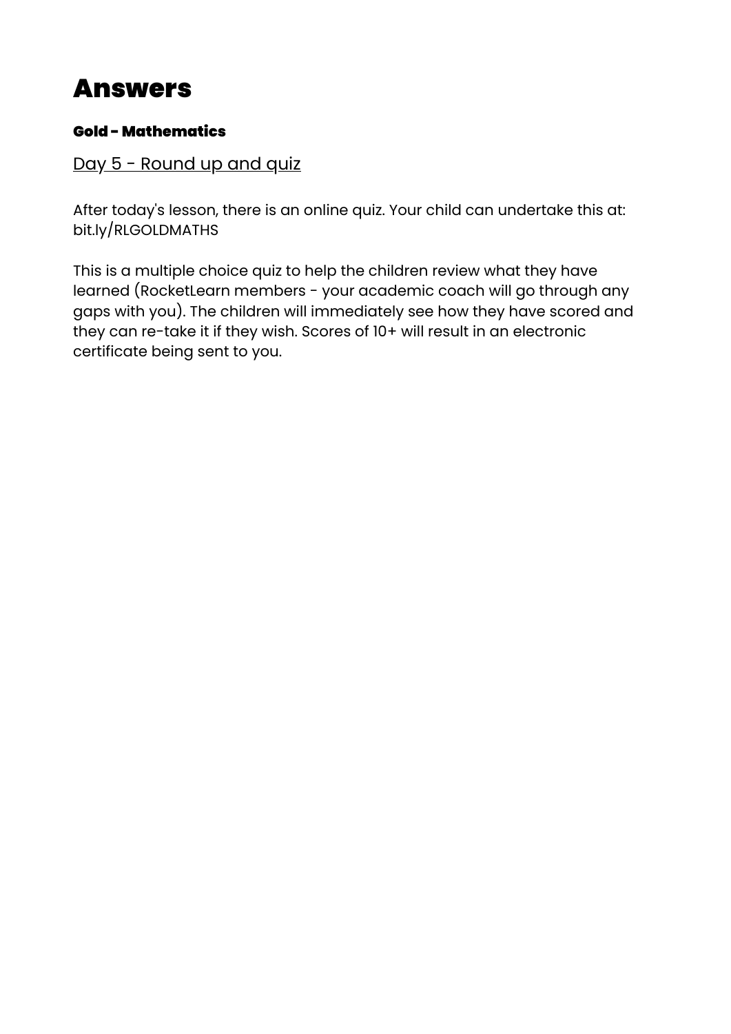# Answers

**Gold - Mathematics**

<u>Day 5 - Round up and quiz</u>

After today's lesson, there is an online quiz. Your child can undertake this at: bit.ly/RLGOLDMATHS

This is a multiple choice quiz to help the children review what they have learned (RocketLearn members - your academic coach will go through any gaps with you). The children will immediately see how they have scored and they can re-take it if they wish. Scores of 10+ will result in an electronic certificate being sent to you.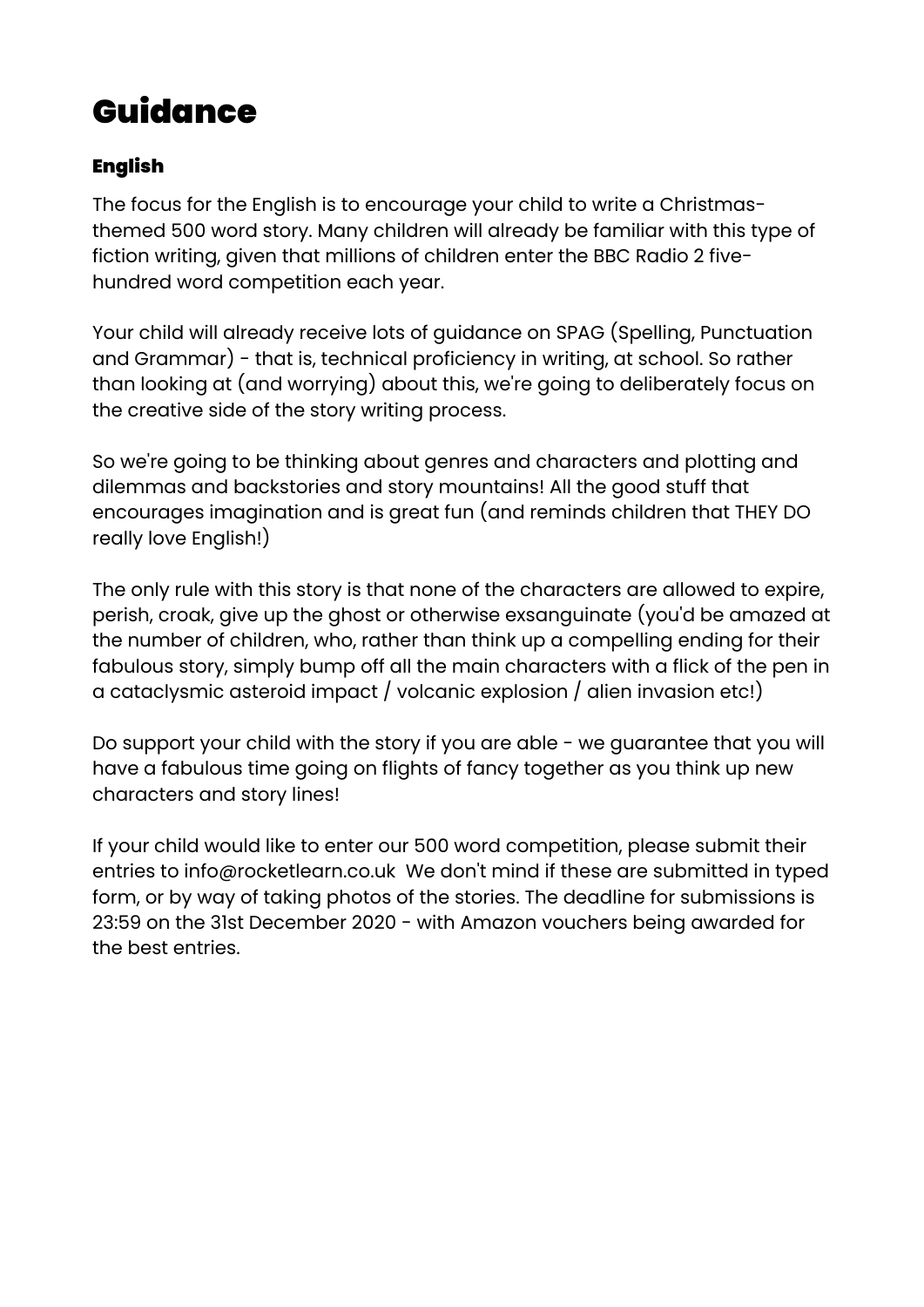# Guidance

## English

The focus for the English is to encourage your child to write a Christmas-themed 500 word story. Many children will already be familiar with this type of fiction writing, given that millions of children enter the BBC Radio 2 five-hundred word competition each year.

Your child will already receive lots of guidance on SPAG (Spelling, Punctuation and Grammar) - that is, technical proficiency in writing, at school. So rather than looking at (and worrying) about this, we're going to deliberately focus on the creative side of the story writing process.

So we're going to be thinking about genres and characters and plotting and dilemmas and backstories and story mountains! All the good stuff that encourages imagination and is great fun (and reminds children that THEY DO really love English!)

The only rule with this story is that none of the characters are allowed to expire, perish, croak, give up the ghost or otherwise exsanguinate (you'd be amazed at the number of children, who, rather than think up a compelling ending for their fabulous story, simply bump off all the main characters with a flick of the pen in a cataclysmic asteroid impact / volcanic explosion / alien invasion etc!)

Do support your child with the story if you are able - we guarantee that you will have a fabulous time going on flights of fancy together as you think up new characters and story lines!

If your child would like to enter our 500 word competition, please submit their entries to info@rocketlearn.co.uk We don't mind if these are submitted in typed form, or by way of taking photos of the stories. The deadline for submissions is 23:59 on the 31st December 2020 - with Amazon vouchers being awarded for the best entries.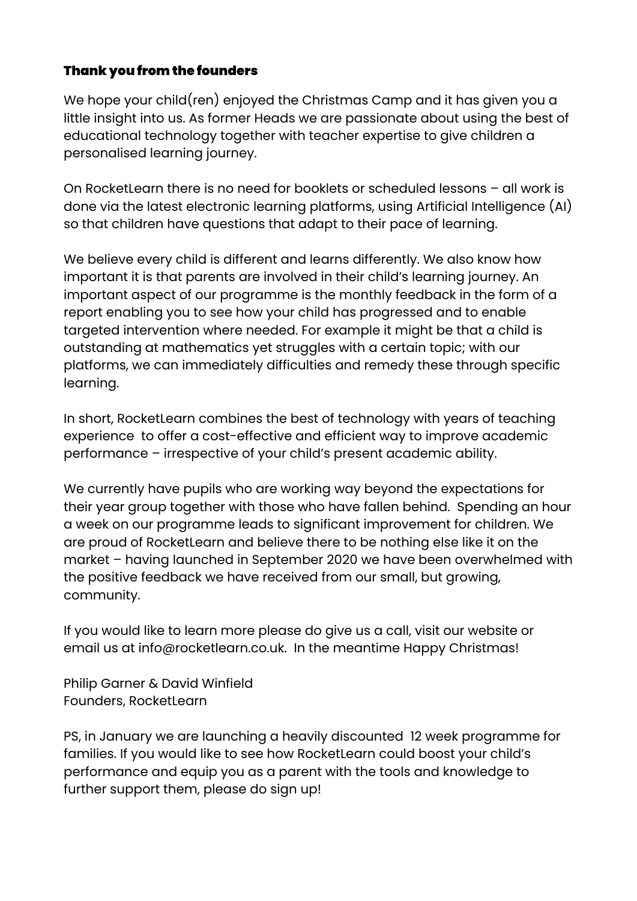**Thank you from the founders**

We hope your child(ren) enjoyed the Christmas Camp and it has given you a little insight into us. As former Heads we are passionate about using the best of educational technology together with teacher expertise to give children a personalised learning journey.

On RocketLearn there is no need for booklets or scheduled lessons – all work is done via the latest electronic learning platforms, using Artificial Intelligence (AI) so that children have questions that adapt to their pace of learning.

We believe every child is different and learns differently. We also know how important it is that parents are involved in their child's learning journey. An important aspect of our programme is the monthly feedback in the form of a report enabling you to see how your child has progressed and to enable targeted intervention where needed. For example it might be that a child is outstanding at mathematics yet struggles with a certain topic; with our platforms, we can immediately difficulties and remedy these through specific learning.

In short, RocketLearn combines the best of technology with years of teaching experience to offer a cost-effective and efficient way to improve academic performance – irrespective of your child's present academic ability.

We currently have pupils who are working way beyond the expectations for their year group together with those who have fallen behind. Spending an hour a week on our programme leads to significant improvement for children. We are proud of RocketLearn and believe there to be nothing else like it on the market – having launched in September 2020 we have been overwhelmed with the positive feedback we have received from our small, but growing, community.

If you would like to learn more please do give us a call, visit our website or email us at info@rocketlearn.co.uk. In the meantime Happy Christmas!

Philip Garner & David Winfield
Founders, RocketLearn

PS, in January we are launching a heavily discounted 12 week programme for families. If you would like to see how RocketLearn could boost your child's performance and equip you as a parent with the tools and knowledge to further support them, please do sign up!